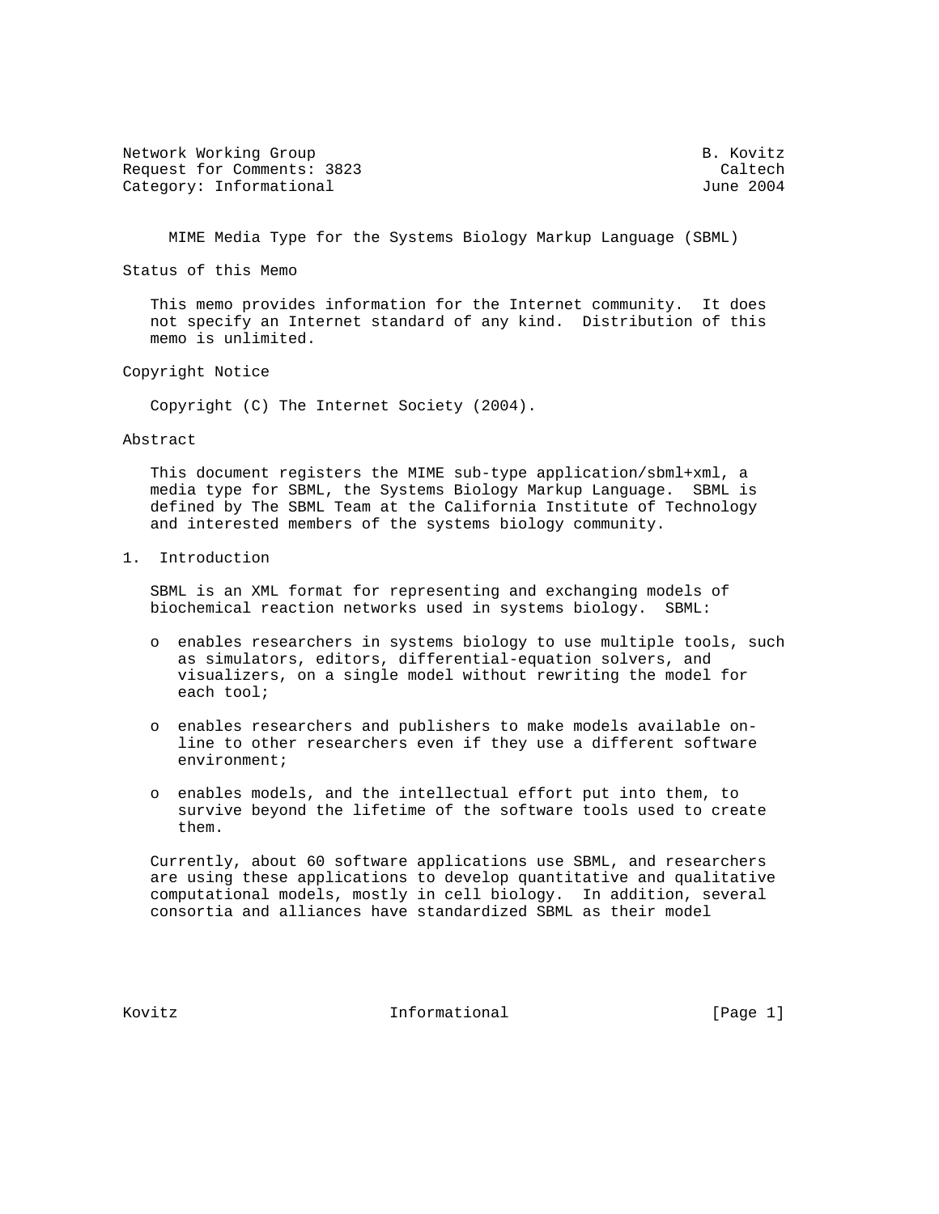Network Working Group B. Kovitz
Request for Comments: 3823 Caltech
Category: Informational June 2004

# MIME Media Type for the Systems Biology Markup Language (SBML)

## Status of this Memo

This memo provides information for the Internet community. It does not specify an Internet standard of any kind. Distribution of this memo is unlimited.

## Copyright Notice

Copyright (C) The Internet Society (2004).

## Abstract

This document registers the MIME sub-type application/sbml+xml, a media type for SBML, the Systems Biology Markup Language. SBML is defined by The SBML Team at the California Institute of Technology and interested members of the systems biology community.

## 1. Introduction

SBML is an XML format for representing and exchanging models of biochemical reaction networks used in systems biology. SBML:

- enables researchers in systems biology to use multiple tools, such as simulators, editors, differential-equation solvers, and visualizers, on a single model without rewriting the model for each tool;

- enables researchers and publishers to make models available on-line to other researchers even if they use a different software environment;

- enables models, and the intellectual effort put into them, to survive beyond the lifetime of the software tools used to create them.

Currently, about 60 software applications use SBML, and researchers are using these applications to develop quantitative and qualitative computational models, mostly in cell biology. In addition, several consortia and alliances have standardized SBML as their model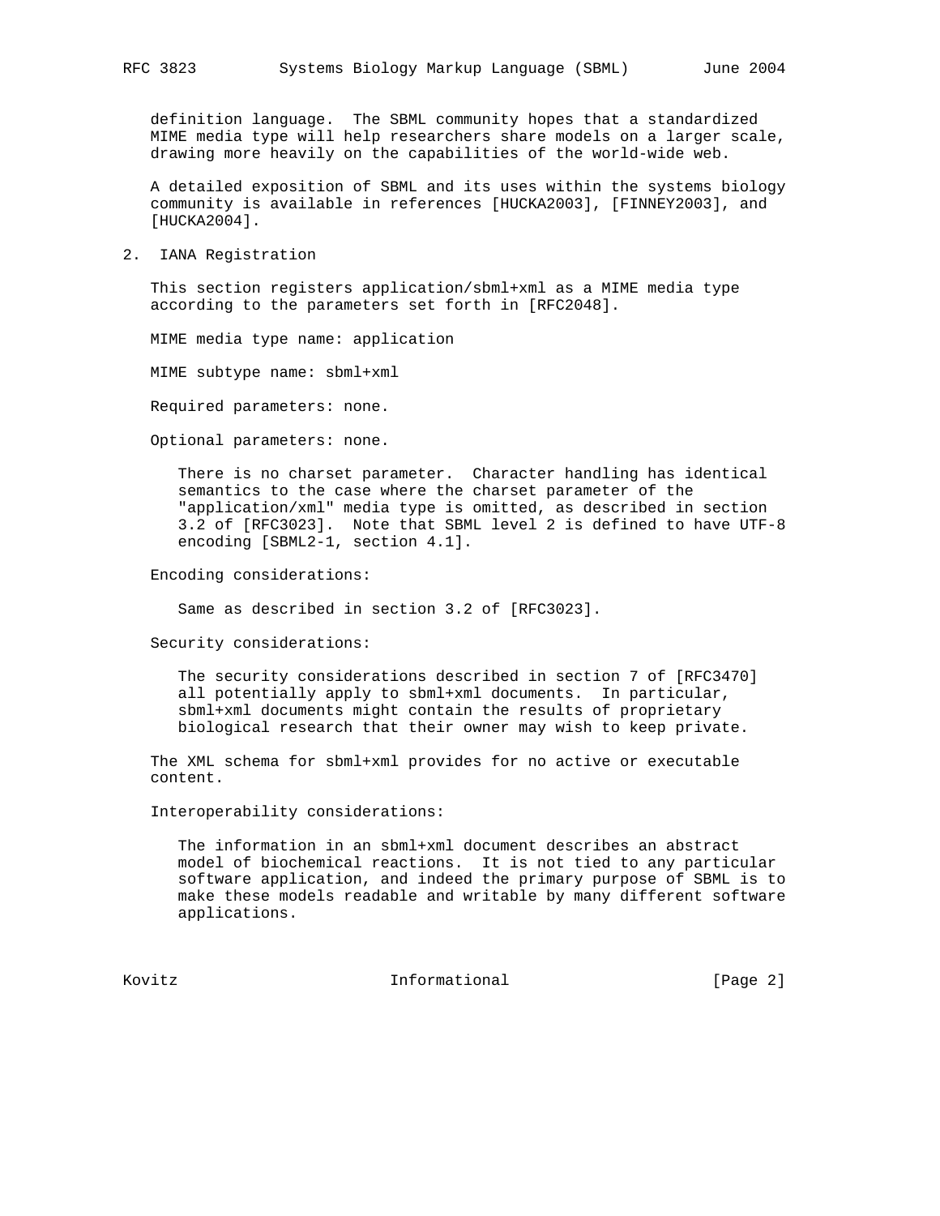definition language. The SBML community hopes that a standardized MIME media type will help researchers share models on a larger scale, drawing more heavily on the capabilities of the world-wide web.

A detailed exposition of SBML and its uses within the systems biology community is available in references [HUCKA2003], [FINNEY2003], and [HUCKA2004].

## 2. IANA Registration

This section registers application/sbml+xml as a MIME media type according to the parameters set forth in [RFC2048].

MIME media type name: application

MIME subtype name: sbml+xml

Required parameters: none.

Optional parameters: none.

> There is no charset parameter. Character handling has identical semantics to the case where the charset parameter of the "application/xml" media type is omitted, as described in section 3.2 of [RFC3023]. Note that SBML level 2 is defined to have UTF-8 encoding [SBML2-1, section 4.1].

Encoding considerations:

> Same as described in section 3.2 of [RFC3023].

Security considerations:

> The security considerations described in section 7 of [RFC3470] all potentially apply to sbml+xml documents. In particular, sbml+xml documents might contain the results of proprietary biological research that their owner may wish to keep private.

The XML schema for sbml+xml provides for no active or executable content.

Interoperability considerations:

> The information in an sbml+xml document describes an abstract model of biochemical reactions. It is not tied to any particular software application, and indeed the primary purpose of SBML is to make these models readable and writable by many different software applications.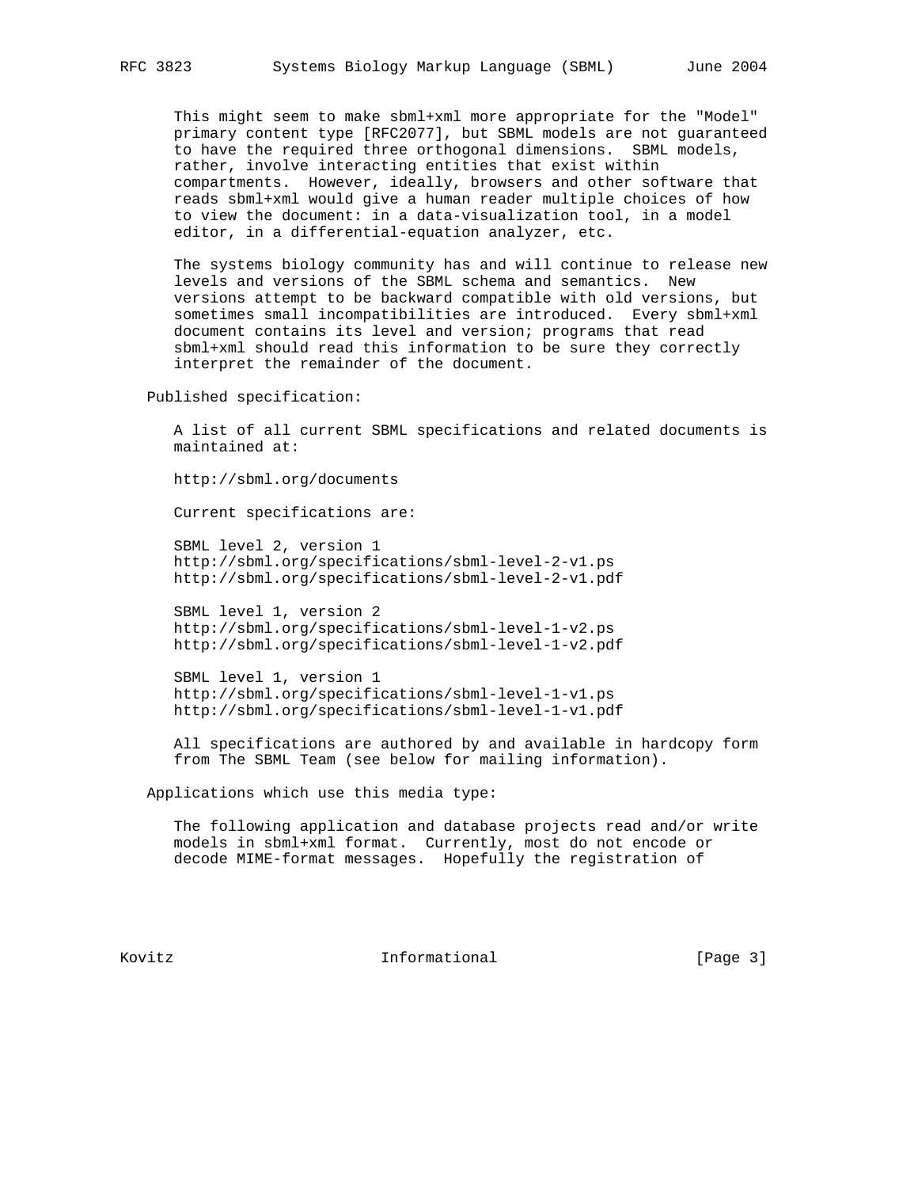This might seem to make sbml+xml more appropriate for the "Model" primary content type [RFC2077], but SBML models are not guaranteed to have the required three orthogonal dimensions. SBML models, rather, involve interacting entities that exist within compartments. However, ideally, browsers and other software that reads sbml+xml would give a human reader multiple choices of how to view the document: in a data-visualization tool, in a model editor, in a differential-equation analyzer, etc.

The systems biology community has and will continue to release new levels and versions of the SBML schema and semantics. New versions attempt to be backward compatible with old versions, but sometimes small incompatibilities are introduced. Every sbml+xml document contains its level and version; programs that read sbml+xml should read this information to be sure they correctly interpret the remainder of the document.

Published specification:

A list of all current SBML specifications and related documents is maintained at:

http://sbml.org/documents

Current specifications are:

SBML level 2, version 1
http://sbml.org/specifications/sbml-level-2-v1.ps
http://sbml.org/specifications/sbml-level-2-v1.pdf

SBML level 1, version 2
http://sbml.org/specifications/sbml-level-1-v2.ps
http://sbml.org/specifications/sbml-level-1-v2.pdf

SBML level 1, version 1
http://sbml.org/specifications/sbml-level-1-v1.ps
http://sbml.org/specifications/sbml-level-1-v1.pdf

All specifications are authored by and available in hardcopy form from The SBML Team (see below for mailing information).

Applications which use this media type:

The following application and database projects read and/or write models in sbml+xml format. Currently, most do not encode or decode MIME-format messages. Hopefully the registration of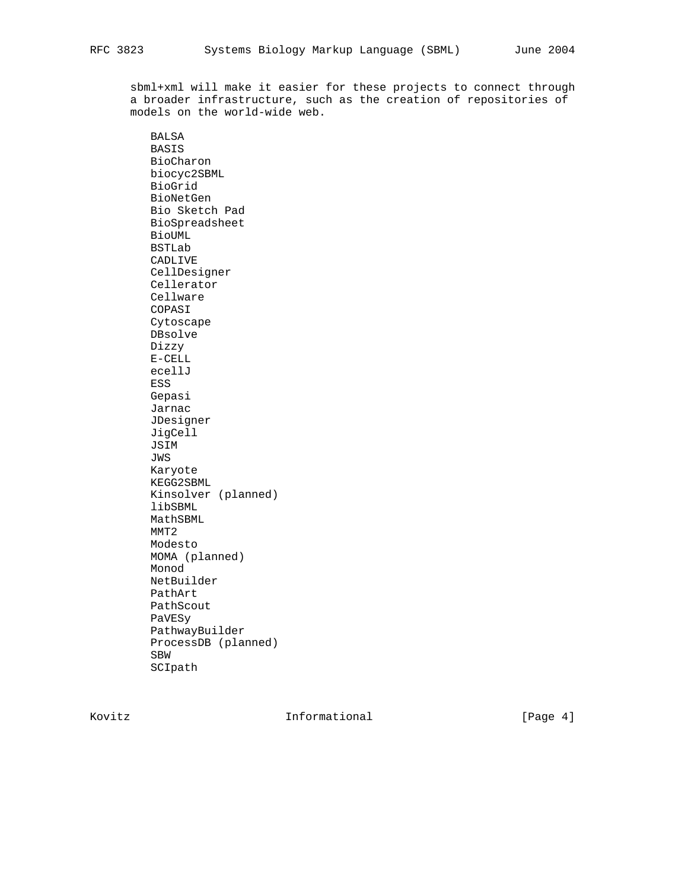sbml+xml will make it easier for these projects to connect through a broader infrastructure, such as the creation of repositories of models on the world-wide web.

- BALSA
- BASIS
- BioCharon
- biocyc2SBML
- BioGrid
- BioNetGen
- Bio Sketch Pad
- BioSpreadsheet
- BioUML
- BSTLab
- CADLIVE
- CellDesigner
- Cellerator
- Cellware
- COPASI
- Cytoscape
- DBsolve
- Dizzy
- E-CELL
- ecellJ
- ESS
- Gepasi
- Jarnac
- JDesigner
- JigCell
- JSIM
- JWS
- Karyote
- KEGG2SBML
- Kinsolver (planned)
- libSBML
- MathSBML
- MMT2
- Modesto
- MOMA (planned)
- Monod
- NetBuilder
- PathArt
- PathScout
- PaVESy
- PathwayBuilder
- ProcessDB (planned)
- SBW
- SCIpath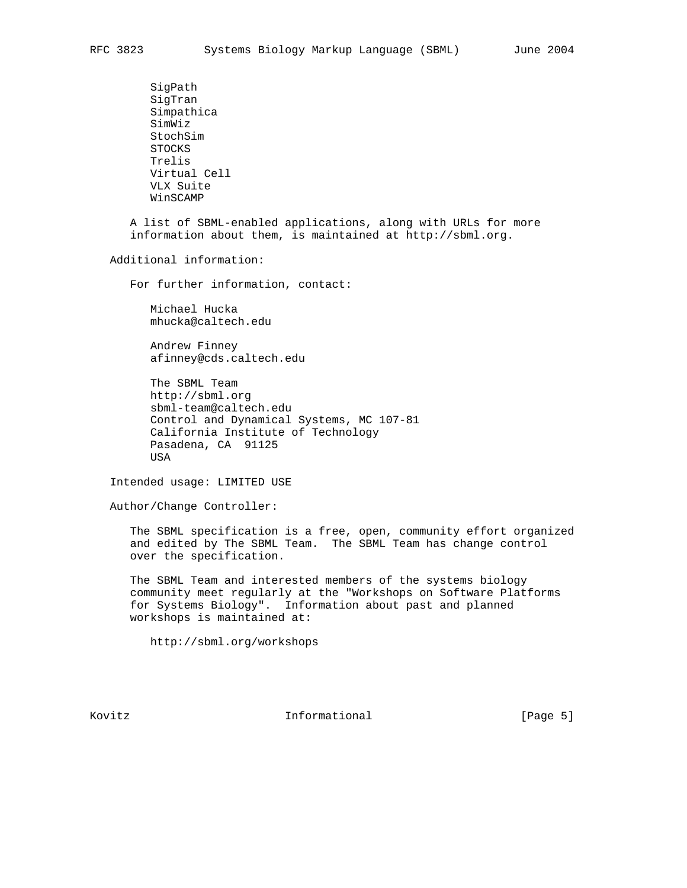SigPath
SigTran
Simpathica
SimWiz
StochSim
STOCKS
Trelis
Virtual Cell
VLX Suite
WinSCAMP

A list of SBML-enabled applications, along with URLs for more information about them, is maintained at http://sbml.org.

Additional information:

For further information, contact:

Michael Hucka
mhucka@caltech.edu

Andrew Finney
afinney@cds.caltech.edu

The SBML Team
http://sbml.org
sbml-team@caltech.edu
Control and Dynamical Systems, MC 107-81
California Institute of Technology
Pasadena, CA  91125
USA

Intended usage: LIMITED USE

Author/Change Controller:

The SBML specification is a free, open, community effort organized and edited by The SBML Team. The SBML Team has change control over the specification.

The SBML Team and interested members of the systems biology community meet regularly at the "Workshops on Software Platforms for Systems Biology". Information about past and planned workshops is maintained at:

http://sbml.org/workshops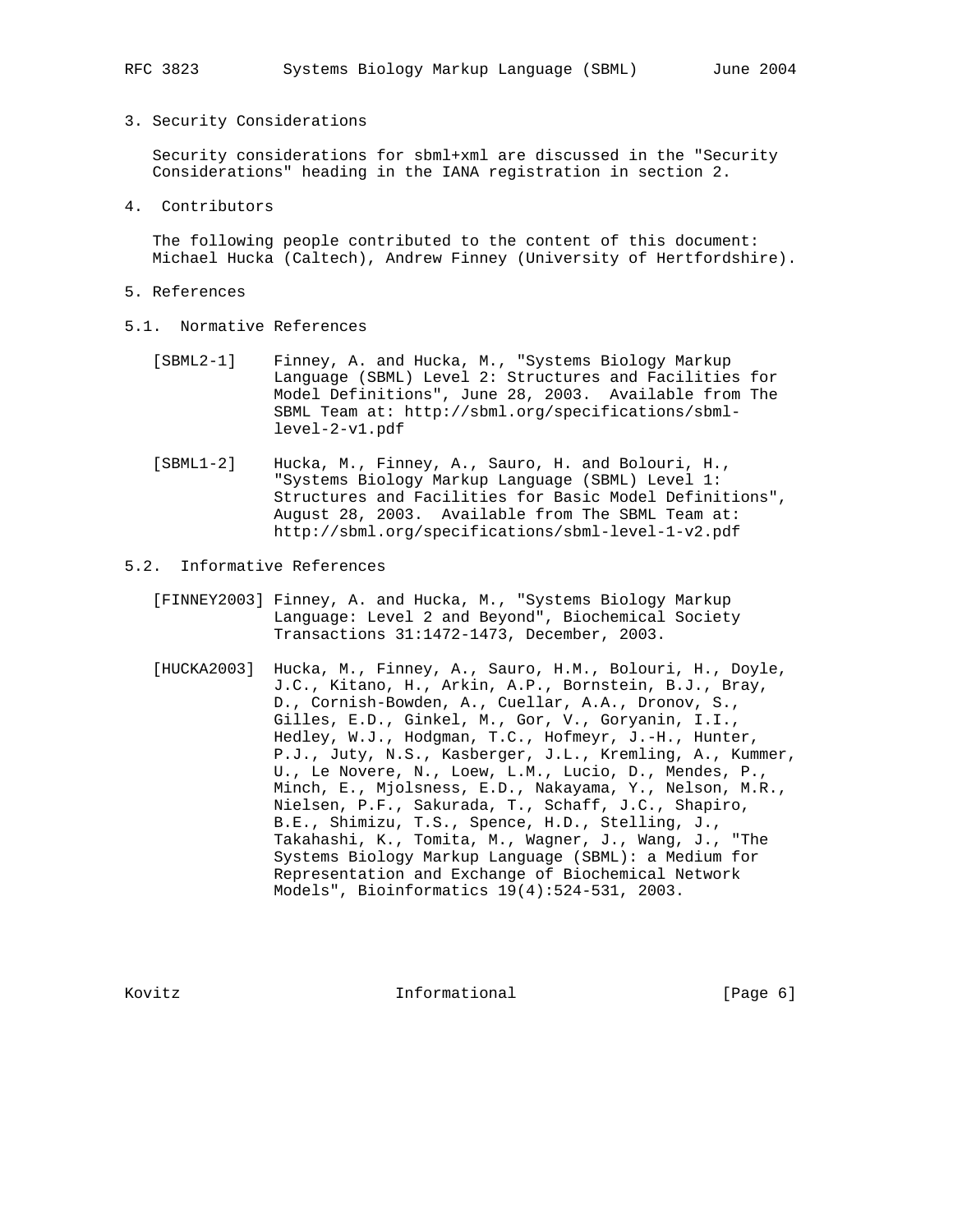## 3. Security Considerations

Security considerations for sbml+xml are discussed in the "Security Considerations" heading in the IANA registration in section 2.

## 4. Contributors

The following people contributed to the content of this document: Michael Hucka (Caltech), Andrew Finney (University of Hertfordshire).

## 5. References

### 5.1. Normative References

[SBML2-1] Finney, A. and Hucka, M., "Systems Biology Markup Language (SBML) Level 2: Structures and Facilities for Model Definitions", June 28, 2003. Available from The SBML Team at: http://sbml.org/specifications/sbml-level-2-v1.pdf

[SBML1-2] Hucka, M., Finney, A., Sauro, H. and Bolouri, H., "Systems Biology Markup Language (SBML) Level 1: Structures and Facilities for Basic Model Definitions", August 28, 2003. Available from The SBML Team at: http://sbml.org/specifications/sbml-level-1-v2.pdf

### 5.2. Informative References

[FINNEY2003] Finney, A. and Hucka, M., "Systems Biology Markup Language: Level 2 and Beyond", Biochemical Society Transactions 31:1472-1473, December, 2003.

[HUCKA2003] Hucka, M., Finney, A., Sauro, H.M., Bolouri, H., Doyle, J.C., Kitano, H., Arkin, A.P., Bornstein, B.J., Bray, D., Cornish-Bowden, A., Cuellar, A.A., Dronov, S., Gilles, E.D., Ginkel, M., Gor, V., Goryanin, I.I., Hedley, W.J., Hodgman, T.C., Hofmeyr, J.-H., Hunter, P.J., Juty, N.S., Kasberger, J.L., Kremling, A., Kummer, U., Le Novere, N., Loew, L.M., Lucio, D., Mendes, P., Minch, E., Mjolsness, E.D., Nakayama, Y., Nelson, M.R., Nielsen, P.F., Sakurada, T., Schaff, J.C., Shapiro, B.E., Shimizu, T.S., Spence, H.D., Stelling, J., Takahashi, K., Tomita, M., Wagner, J., Wang, J., "The Systems Biology Markup Language (SBML): a Medium for Representation and Exchange of Biochemical Network Models", Bioinformatics 19(4):524-531, 2003.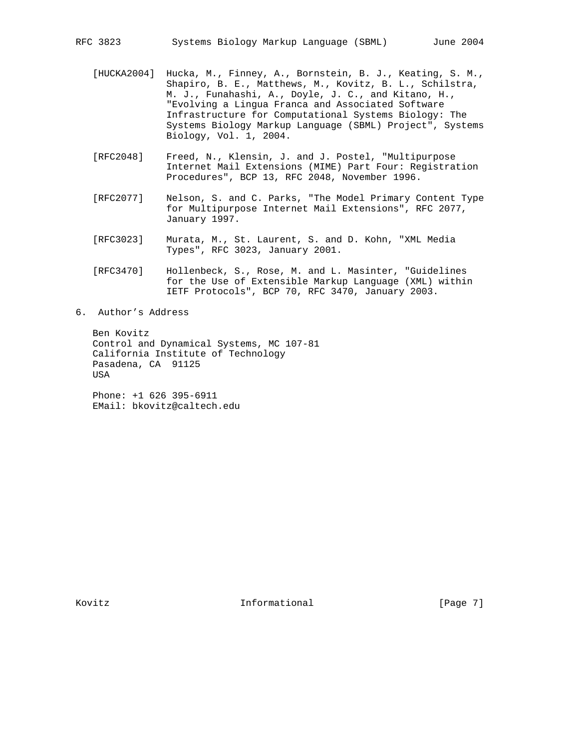[HUCKA2004] Hucka, M., Finney, A., Bornstein, B. J., Keating, S. M., Shapiro, B. E., Matthews, M., Kovitz, B. L., Schilstra, M. J., Funahashi, A., Doyle, J. C., and Kitano, H., "Evolving a Lingua Franca and Associated Software Infrastructure for Computational Systems Biology: The Systems Biology Markup Language (SBML) Project", Systems Biology, Vol. 1, 2004.

[RFC2048] Freed, N., Klensin, J. and J. Postel, "Multipurpose Internet Mail Extensions (MIME) Part Four: Registration Procedures", BCP 13, RFC 2048, November 1996.

[RFC2077] Nelson, S. and C. Parks, "The Model Primary Content Type for Multipurpose Internet Mail Extensions", RFC 2077, January 1997.

[RFC3023] Murata, M., St. Laurent, S. and D. Kohn, "XML Media Types", RFC 3023, January 2001.

[RFC3470] Hollenbeck, S., Rose, M. and L. Masinter, "Guidelines for the Use of Extensible Markup Language (XML) within IETF Protocols", BCP 70, RFC 3470, January 2003.

## 6. Author's Address

Ben Kovitz
Control and Dynamical Systems, MC 107-81
California Institute of Technology
Pasadena, CA 91125
USA

Phone: +1 626 395-6911
EMail: bkovitz@caltech.edu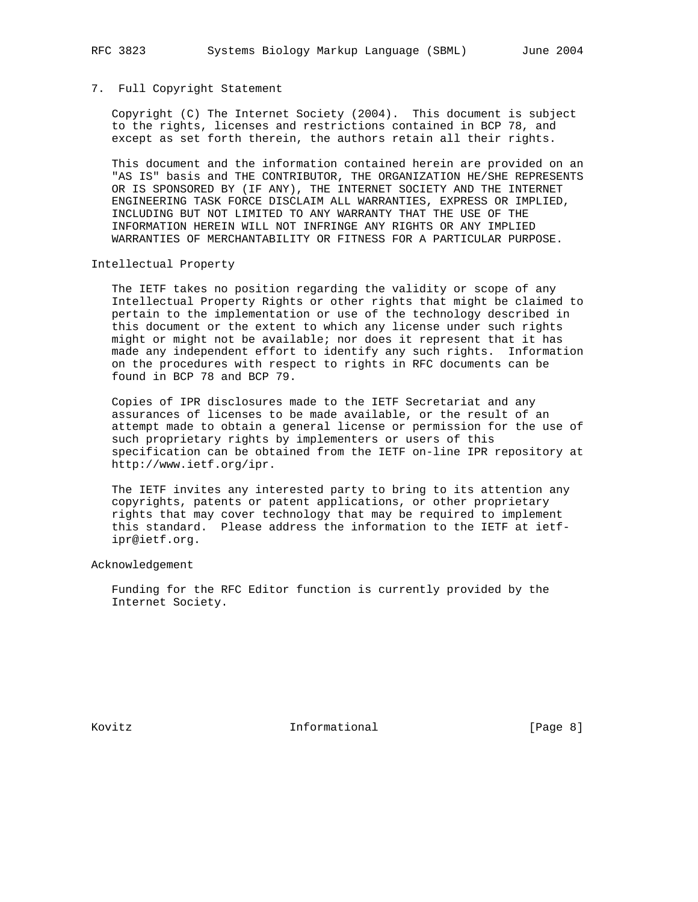## 7. Full Copyright Statement

Copyright (C) The Internet Society (2004). This document is subject to the rights, licenses and restrictions contained in BCP 78, and except as set forth therein, the authors retain all their rights.

This document and the information contained herein are provided on an "AS IS" basis and THE CONTRIBUTOR, THE ORGANIZATION HE/SHE REPRESENTS OR IS SPONSORED BY (IF ANY), THE INTERNET SOCIETY AND THE INTERNET ENGINEERING TASK FORCE DISCLAIM ALL WARRANTIES, EXPRESS OR IMPLIED, INCLUDING BUT NOT LIMITED TO ANY WARRANTY THAT THE USE OF THE INFORMATION HEREIN WILL NOT INFRINGE ANY RIGHTS OR ANY IMPLIED WARRANTIES OF MERCHANTABILITY OR FITNESS FOR A PARTICULAR PURPOSE.

## Intellectual Property

The IETF takes no position regarding the validity or scope of any Intellectual Property Rights or other rights that might be claimed to pertain to the implementation or use of the technology described in this document or the extent to which any license under such rights might or might not be available; nor does it represent that it has made any independent effort to identify any such rights. Information on the procedures with respect to rights in RFC documents can be found in BCP 78 and BCP 79.

Copies of IPR disclosures made to the IETF Secretariat and any assurances of licenses to be made available, or the result of an attempt made to obtain a general license or permission for the use of such proprietary rights by implementers or users of this specification can be obtained from the IETF on-line IPR repository at http://www.ietf.org/ipr.

The IETF invites any interested party to bring to its attention any copyrights, patents or patent applications, or other proprietary rights that may cover technology that may be required to implement this standard. Please address the information to the IETF at ietf-ipr@ietf.org.

## Acknowledgement

Funding for the RFC Editor function is currently provided by the Internet Society.